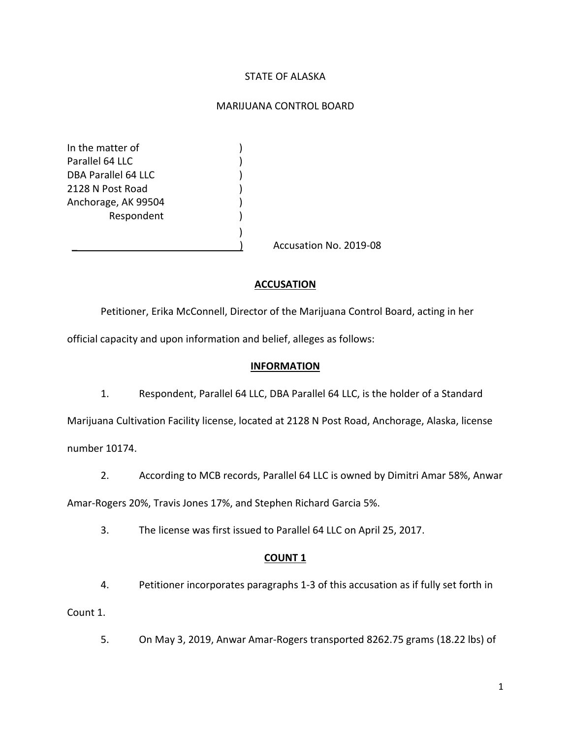STATE OF ALASKA

MARIJUANA CONTROL BOARD

In the matter of )
Parallel 64 LLC )
DBA Parallel 64 LLC )
2128 N Post Road )
Anchorage, AK 99504 )
Respondent )
)
) Accusation No. 2019-08

## ACCUSATION

Petitioner, Erika McConnell, Director of the Marijuana Control Board, acting in her official capacity and upon information and belief, alleges as follows:

## INFORMATION

1. Respondent, Parallel 64 LLC, DBA Parallel 64 LLC, is the holder of a Standard Marijuana Cultivation Facility license, located at 2128 N Post Road, Anchorage, Alaska, license number 10174.

2. According to MCB records, Parallel 64 LLC is owned by Dimitri Amar 58%, Anwar Amar-Rogers 20%, Travis Jones 17%, and Stephen Richard Garcia 5%.

3. The license was first issued to Parallel 64 LLC on April 25, 2017.

## COUNT 1

4. Petitioner incorporates paragraphs 1-3 of this accusation as if fully set forth in Count 1.

5. On May 3, 2019, Anwar Amar-Rogers transported 8262.75 grams (18.22 lbs) of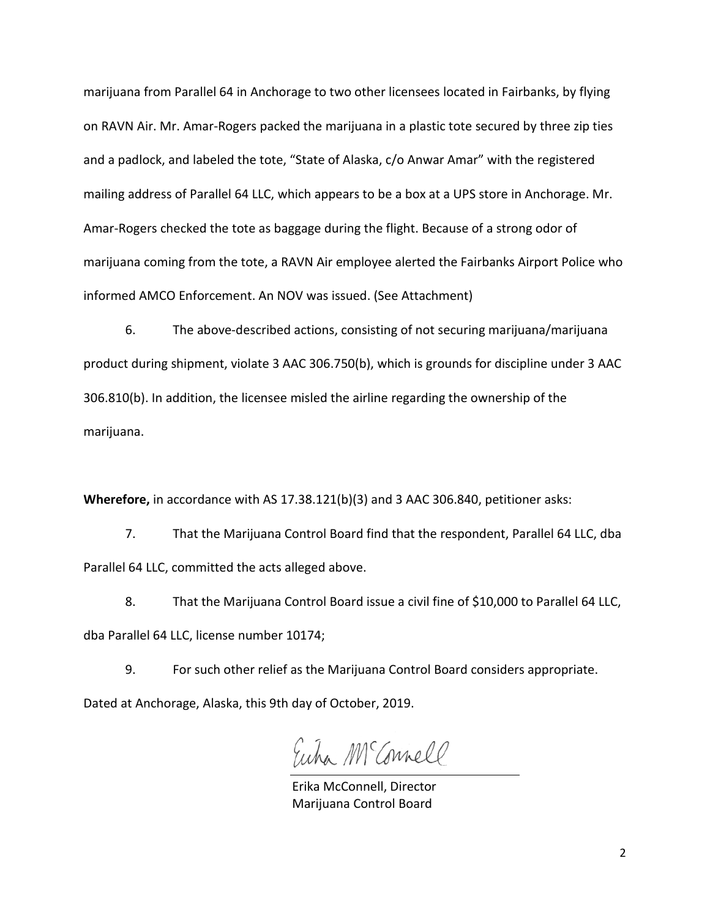marijuana from Parallel 64 in Anchorage to two other licensees located in Fairbanks, by flying on RAVN Air. Mr. Amar-Rogers packed the marijuana in a plastic tote secured by three zip ties and a padlock, and labeled the tote, "State of Alaska, c/o Anwar Amar" with the registered mailing address of Parallel 64 LLC, which appears to be a box at a UPS store in Anchorage. Mr. Amar-Rogers checked the tote as baggage during the flight. Because of a strong odor of marijuana coming from the tote, a RAVN Air employee alerted the Fairbanks Airport Police who informed AMCO Enforcement. An NOV was issued. (See Attachment)

6. The above-described actions, consisting of not securing marijuana/marijuana product during shipment, violate 3 AAC 306.750(b), which is grounds for discipline under 3 AAC 306.810(b). In addition, the licensee misled the airline regarding the ownership of the marijuana.

**Wherefore,** in accordance with AS 17.38.121(b)(3) and 3 AAC 306.840, petitioner asks:

7. That the Marijuana Control Board find that the respondent, Parallel 64 LLC, dba Parallel 64 LLC, committed the acts alleged above.

8. That the Marijuana Control Board issue a civil fine of $10,000 to Parallel 64 LLC, dba Parallel 64 LLC, license number 10174;

9. For such other relief as the Marijuana Control Board considers appropriate.

Dated at Anchorage, Alaska, this 9th day of October, 2019.

Erika McConnell, Director
Marijuana Control Board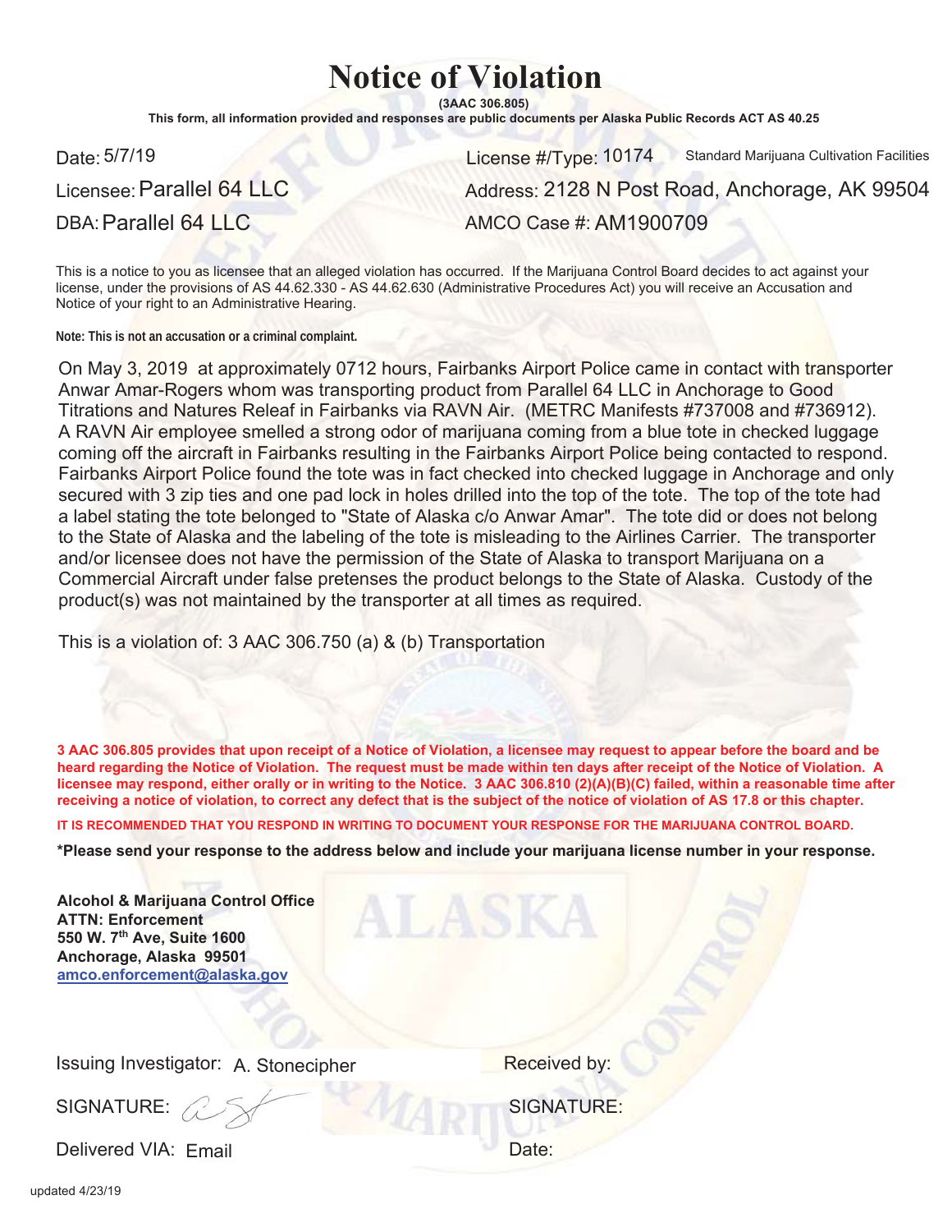# Notice of Violation

**(3AAC 306.805)**

**This form, all information provided and responses are public documents per Alaska Public Records ACT AS 40.25**

Date: 5/7/19

License #/Type: 10174 Standard Marijuana Cultivation Facilities

Licensee: Parallel 64 LLC

Address: 2128 N Post Road, Anchorage, AK 99504

DBA: Parallel 64 LLC

AMCO Case #: AM1900709

This is a notice to you as licensee that an alleged violation has occurred. If the Marijuana Control Board decides to act against your license, under the provisions of AS 44.62.330 - AS 44.62.630 (Administrative Procedures Act) you will receive an Accusation and Notice of your right to an Administrative Hearing.

**Note: This is not an accusation or a criminal complaint.**

On May 3, 2019 at approximately 0712 hours, Fairbanks Airport Police came in contact with transporter Anwar Amar-Rogers whom was transporting product from Parallel 64 LLC in Anchorage to Good Titrations and Natures Releaf in Fairbanks via RAVN Air. (METRC Manifests #737008 and #736912). A RAVN Air employee smelled a strong odor of marijuana coming from a blue tote in checked luggage coming off the aircraft in Fairbanks resulting in the Fairbanks Airport Police being contacted to respond. Fairbanks Airport Police found the tote was in fact checked into checked luggage in Anchorage and only secured with 3 zip ties and one pad lock in holes drilled into the top of the tote. The top of the tote had a label stating the tote belonged to "State of Alaska c/o Anwar Amar". The tote did or does not belong to the State of Alaska and the labeling of the tote is misleading to the Airlines Carrier. The transporter and/or licensee does not have the permission of the State of Alaska to transport Marijuana on a Commercial Aircraft under false pretenses the product belongs to the State of Alaska. Custody of the product(s) was not maintained by the transporter at all times as required.

This is a violation of: 3 AAC 306.750 (a) & (b) Transportation

**3 AAC 306.805 provides that upon receipt of a Notice of Violation, a licensee may request to appear before the board and be heard regarding the Notice of Violation. The request must be made within ten days after receipt of the Notice of Violation. A licensee may respond, either orally or in writing to the Notice. 3 AAC 306.810 (2)(A)(B)(C) failed, within a reasonable time after receiving a notice of violation, to correct any defect that is the subject of the notice of violation of AS 17.8 or this chapter.**

**IT IS RECOMMENDED THAT YOU RESPOND IN WRITING TO DOCUMENT YOUR RESPONSE FOR THE MARIJUANA CONTROL BOARD.**

**\*Please send your response to the address below and include your marijuana license number in your response.**

**Alcohol & Marijuana Control Office**
**ATTN: Enforcement**
**550 W. 7th Ave, Suite 1600**
**Anchorage, Alaska 99501**
**amco.enforcement@alaska.gov**

Issuing Investigator: A. Stonecipher

SIGNATURE: [signature]

Delivered VIA: Email

Received by:

SIGNATURE:

Date:

updated 4/23/19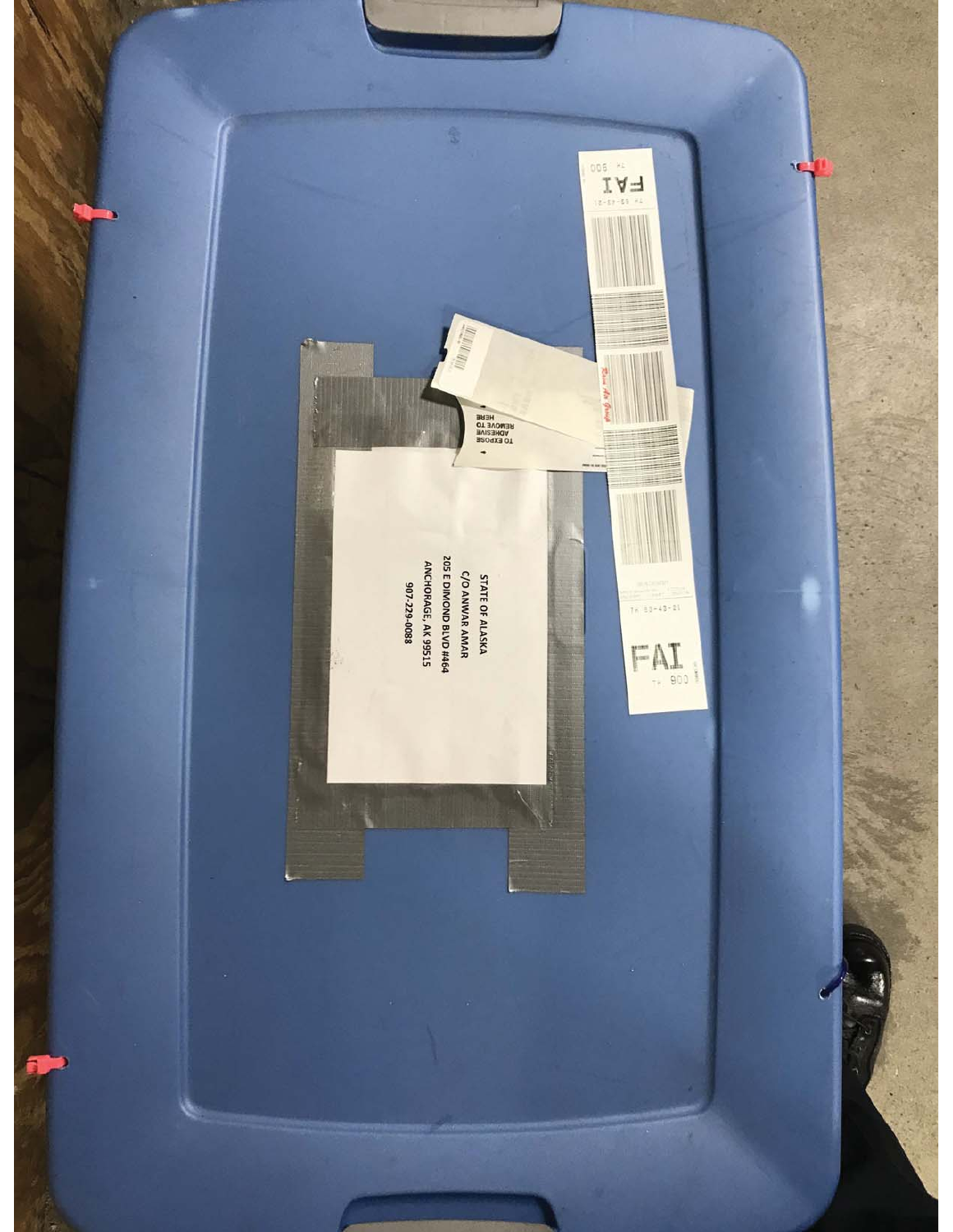STATE OF ALASKA
C/O ANWAR AMAR
205 E DIMOND BLVD #464
ANCHORAGE, AK 99515
907-229-0088

FAI
TH 900

TO EXPOSE
ADHESIVE
REMOVE TO
HERE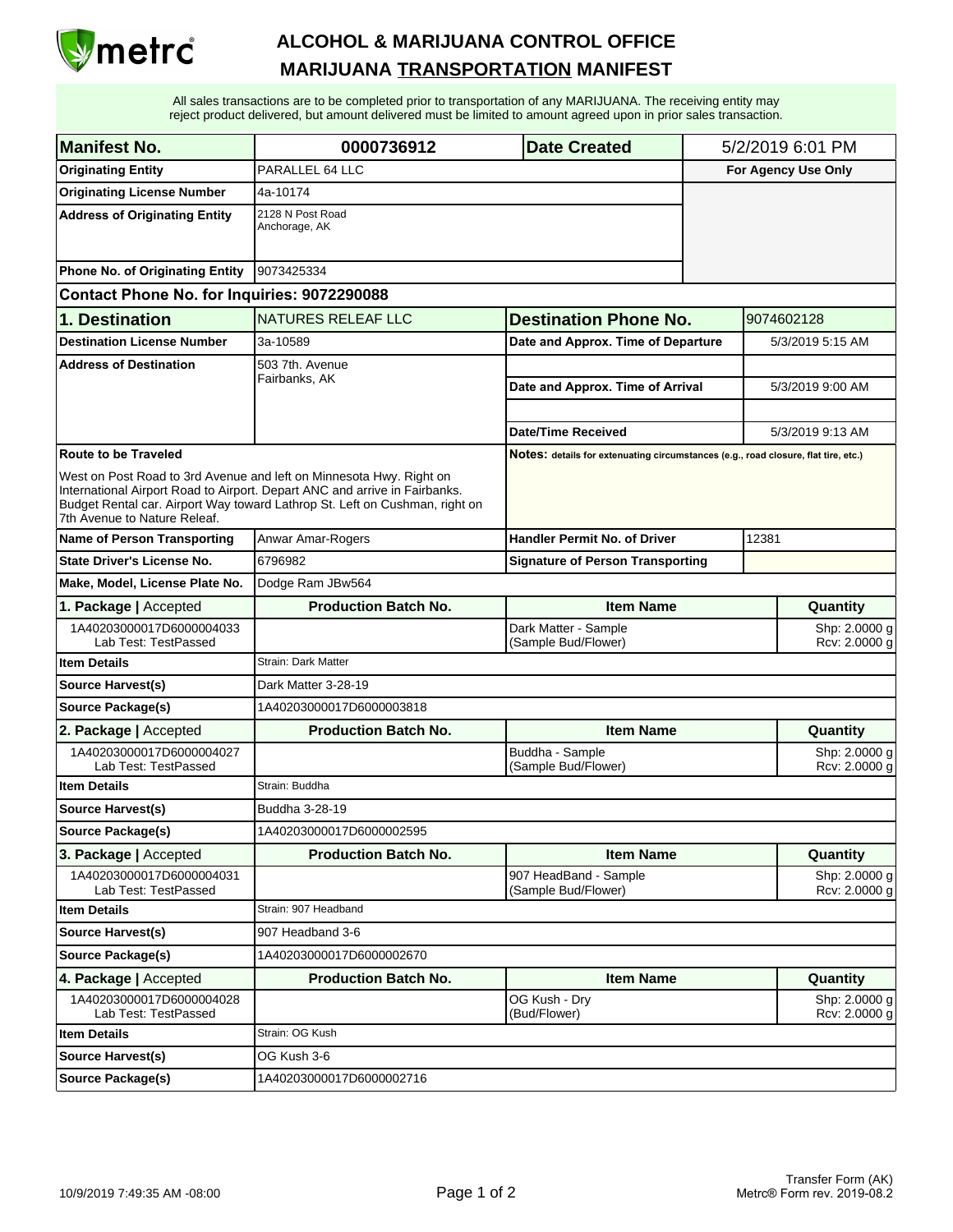# ALCOHOL & MARIJUANA CONTROL OFFICE
## MARIJUANA TRANSPORTATION MANIFEST

All sales transactions are to be completed prior to transportation of any MARIJUANA. The receiving entity may reject product delivered, but amount delivered must be limited to amount agreed upon in prior sales transaction.

| **Manifest No.** | **0000736912** | **Date Created** | 5/2/2019 6:01 PM |
|---|---|---|---|
| **Originating Entity** | PARALLEL 64 LLC | | **For Agency Use Only** |
| **Originating License Number** | 4a-10174 | | |
| **Address of Originating Entity** | 2128 N Post Road<br>Anchorage, AK | | |
| **Phone No. of Originating Entity** | 9073425334 | | |

**Contact Phone No. for Inquiries: 9072290088**

| **1. Destination** | NATURES RELEAF LLC | **Destination Phone No.** | 9074602128 |
|---|---|---|---|
| **Destination License Number** | 3a-10589 | **Date and Approx. Time of Departure** | 5/3/2019 5:15 AM |
| **Address of Destination** | 503 7th. Avenue<br>Fairbanks, AK | **Date and Approx. Time of Arrival** | 5/3/2019 9:00 AM |
| | | **Date/Time Received** | 5/3/2019 9:13 AM |

**Route to be Traveled**

West on Post Road to 3rd Avenue and left on Minnesota Hwy. Right on International Airport Road to Airport. Depart ANC and arrive in Fairbanks. Budget Rental car. Airport Way toward Lathrop St. Left on Cushman, right on 7th Avenue to Nature Releaf.

**Notes:** details for extenuating circumstances (e.g., road closure, flat tire, etc.)

| **Name of Person Transporting** | Anwar Amar-Rogers | **Handler Permit No. of Driver** | 12381 |
|---|---|---|---|
| **State Driver's License No.** | 6796982 | **Signature of Person Transporting** | |
| **Make, Model, License Plate No.** | Dodge Ram JBw564 | | |

| **1. Package** \| Accepted | **Production Batch No.** | **Item Name** | **Quantity** |
|---|---|---|---|
| 1A40203000017D6000004033<br>Lab Test: TestPassed | | Dark Matter - Sample<br>(Sample Bud/Flower) | Shp: 2.0000 g<br>Rcv: 2.0000 g |
| **Item Details** | Strain: Dark Matter | | |
| **Source Harvest(s)** | Dark Matter 3-28-19 | | |
| **Source Package(s)** | 1A40203000017D6000003818 | | |

| **2. Package** \| Accepted | **Production Batch No.** | **Item Name** | **Quantity** |
|---|---|---|---|
| 1A40203000017D6000004027<br>Lab Test: TestPassed | | Buddha - Sample<br>(Sample Bud/Flower) | Shp: 2.0000 g<br>Rcv: 2.0000 g |
| **Item Details** | Strain: Buddha | | |
| **Source Harvest(s)** | Buddha 3-28-19 | | |
| **Source Package(s)** | 1A40203000017D6000002595 | | |

| **3. Package** \| Accepted | **Production Batch No.** | **Item Name** | **Quantity** |
|---|---|---|---|
| 1A40203000017D6000004031<br>Lab Test: TestPassed | | 907 HeadBand - Sample<br>(Sample Bud/Flower) | Shp: 2.0000 g<br>Rcv: 2.0000 g |
| **Item Details** | Strain: 907 Headband | | |
| **Source Harvest(s)** | 907 Headband 3-6 | | |
| **Source Package(s)** | 1A40203000017D6000002670 | | |

| **4. Package** \| Accepted | **Production Batch No.** | **Item Name** | **Quantity** |
|---|---|---|---|
| 1A40203000017D6000004028<br>Lab Test: TestPassed | | OG Kush - Dry<br>(Bud/Flower) | Shp: 2.0000 g<br>Rcv: 2.0000 g |
| **Item Details** | Strain: OG Kush | | |
| **Source Harvest(s)** | OG Kush 3-6 | | |
| **Source Package(s)** | 1A40203000017D6000002716 | | |

10/9/2019 7:49:35 AM -08:00

Transfer Form (AK)
Metrc® Form rev. 2019-08.2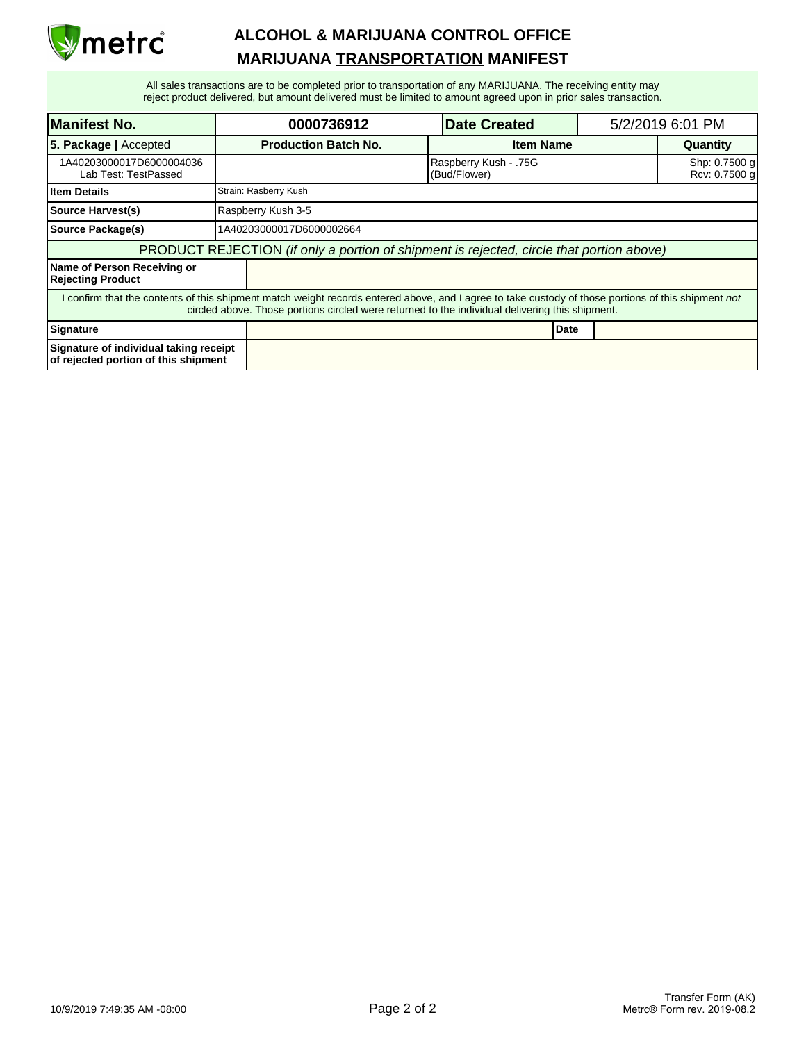# ALCOHOL & MARIJUANA CONTROL OFFICE

## MARIJUANA TRANSPORTATION MANIFEST

All sales transactions are to be completed prior to transportation of any MARIJUANA. The receiving entity may reject product delivered, but amount delivered must be limited to amount agreed upon in prior sales transaction.

| **Manifest No.** | **0000736912** | **Date Created** | 5/2/2019 6:01 PM |
|---|---|---|---|
| **5. Package \|** Accepted | **Production Batch No.** | **Item Name** | **Quantity** |
| 1A40203000017D6000004036<br>Lab Test: TestPassed | | Raspberry Kush - .75G<br>(Bud/Flower) | Shp: 0.7500 g<br>Rcv: 0.7500 g |
| **Item Details** | Strain: Rasberry Kush | | |
| **Source Harvest(s)** | Raspberry Kush 3-5 | | |
| **Source Package(s)** | 1A40203000017D6000002664 | | |

PRODUCT REJECTION *(if only a portion of shipment is rejected, circle that portion above)*

| **Name of Person Receiving or Rejecting Product** | |
|---|---|

I confirm that the contents of this shipment match weight records entered above, and I agree to take custody of those portions of this shipment *not* circled above. Those portions circled were returned to the individual delivering this shipment.

| **Signature** | | **Date** | |
|---|---|---|---|
| **Signature of individual taking receipt of rejected portion of this shipment** | | | |

10/9/2019 7:49:35 AM -08:00

Transfer Form (AK)
Metrc® Form rev. 2019-08.2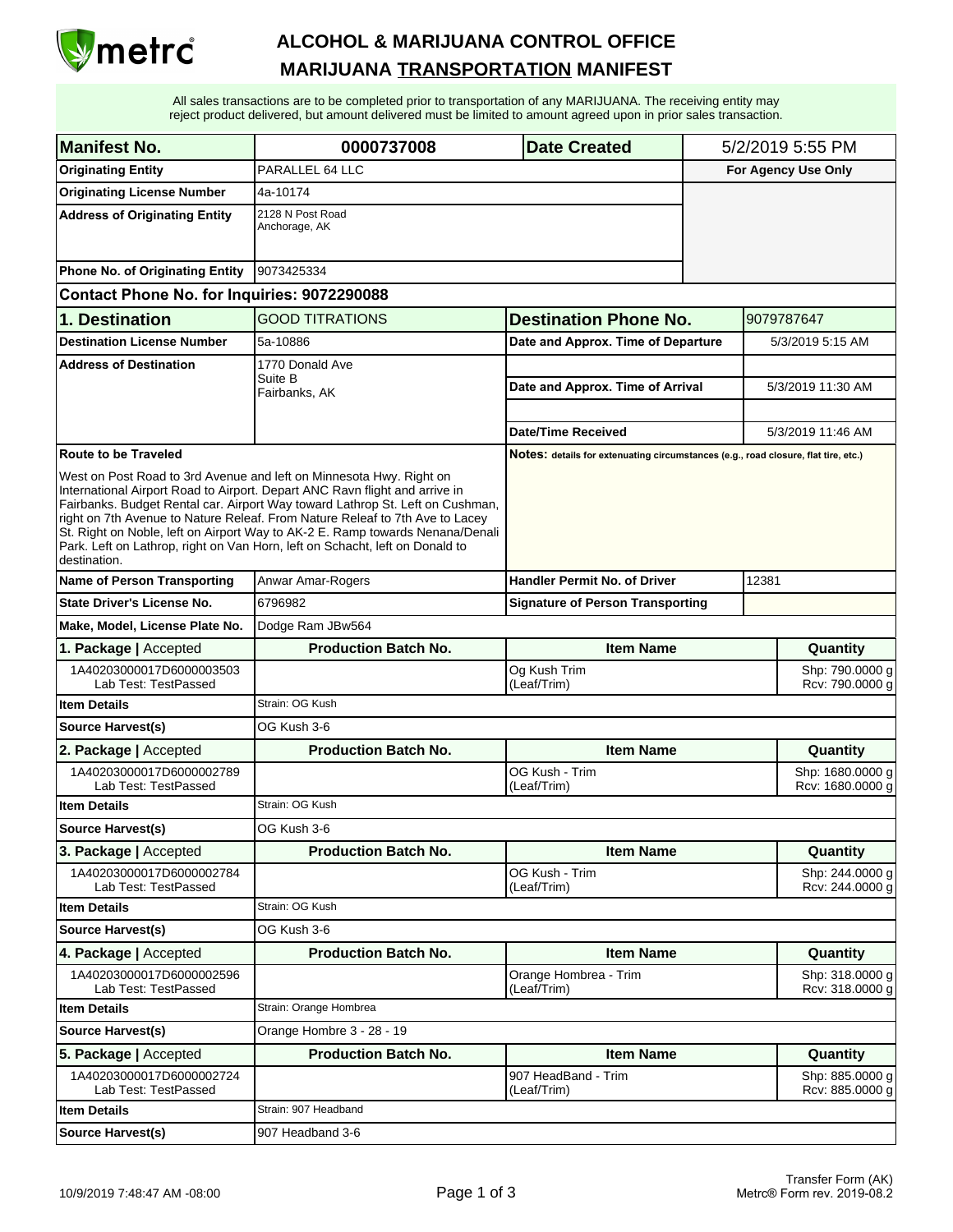# ALCOHOL & MARIJUANA CONTROL OFFICE
## MARIJUANA TRANSPORTATION MANIFEST

All sales transactions are to be completed prior to transportation of any MARIJUANA. The receiving entity may reject product delivered, but amount delivered must be limited to amount agreed upon in prior sales transaction.

| Manifest No. | 0000737008 | Date Created | 5/2/2019 5:55 PM |
|---|---|---|---|
| Originating Entity | PARALLEL 64 LLC | | For Agency Use Only |
| Originating License Number | 4a-10174 | | |
| Address of Originating Entity | 2128 N Post Road<br>Anchorage, AK | | |
| Phone No. of Originating Entity | 9073425334 | | |

**Contact Phone No. for Inquiries: 9072290088**

| 1. Destination | GOOD TITRATIONS | Destination Phone No. | 9079787647 |
|---|---|---|---|
| Destination License Number | 5a-10886 | Date and Approx. Time of Departure | 5/3/2019 5:15 AM |
| Address of Destination | 1770 Donald Ave<br>Suite B<br>Fairbanks, AK | Date and Approx. Time of Arrival | 5/3/2019 11:30 AM |
| | | Date/Time Received | 5/3/2019 11:46 AM |

**Route to be Traveled**

West on Post Road to 3rd Avenue and left on Minnesota Hwy. Right on International Airport Road to Airport. Depart ANC Ravn flight and arrive in Fairbanks. Budget Rental car. Airport Way toward Lathrop St. Left on Cushman, right on 7th Avenue to Nature Releaf. From Nature Releaf to 7th Ave to Lacey St. Right on Noble, left on Airport Way to AK-2 E. Ramp towards Nenana/Denali Park. Left on Lathrop, right on Van Horn, left on Schacht, left on Donald to destination.

**Notes:** details for extenuating circumstances (e.g., road closure, flat tire, etc.)

| Name of Person Transporting | Anwar Amar-Rogers | Handler Permit No. of Driver | 12381 |
|---|---|---|---|
| State Driver's License No. | 6796982 | Signature of Person Transporting | |
| Make, Model, License Plate No. | Dodge Ram JBw564 | | |

| 1. Package \| Accepted | Production Batch No. | Item Name | Quantity |
|---|---|---|---|
| 1A40203000017D6000003503<br>Lab Test: TestPassed | | Og Kush Trim<br>(Leaf/Trim) | Shp: 790.0000 g<br>Rcv: 790.0000 g |
| Item Details | Strain: OG Kush | | |
| Source Harvest(s) | OG Kush 3-6 | | |

| 2. Package \| Accepted | Production Batch No. | Item Name | Quantity |
|---|---|---|---|
| 1A40203000017D6000002789<br>Lab Test: TestPassed | | OG Kush - Trim<br>(Leaf/Trim) | Shp: 1680.0000 g<br>Rcv: 1680.0000 g |
| Item Details | Strain: OG Kush | | |
| Source Harvest(s) | OG Kush 3-6 | | |

| 3. Package \| Accepted | Production Batch No. | Item Name | Quantity |
|---|---|---|---|
| 1A40203000017D6000002784<br>Lab Test: TestPassed | | OG Kush - Trim<br>(Leaf/Trim) | Shp: 244.0000 g<br>Rcv: 244.0000 g |
| Item Details | Strain: OG Kush | | |
| Source Harvest(s) | OG Kush 3-6 | | |

| 4. Package \| Accepted | Production Batch No. | Item Name | Quantity |
|---|---|---|---|
| 1A40203000017D6000002596<br>Lab Test: TestPassed | | Orange Hombrea - Trim<br>(Leaf/Trim) | Shp: 318.0000 g<br>Rcv: 318.0000 g |
| Item Details | Strain: Orange Hombrea | | |
| Source Harvest(s) | Orange Hombre 3 - 28 - 19 | | |

| 5. Package \| Accepted | Production Batch No. | Item Name | Quantity |
|---|---|---|---|
| 1A40203000017D6000002724<br>Lab Test: TestPassed | | 907 HeadBand - Trim<br>(Leaf/Trim) | Shp: 885.0000 g<br>Rcv: 885.0000 g |
| Item Details | Strain: 907 Headband | | |
| Source Harvest(s) | 907 Headband 3-6 | | |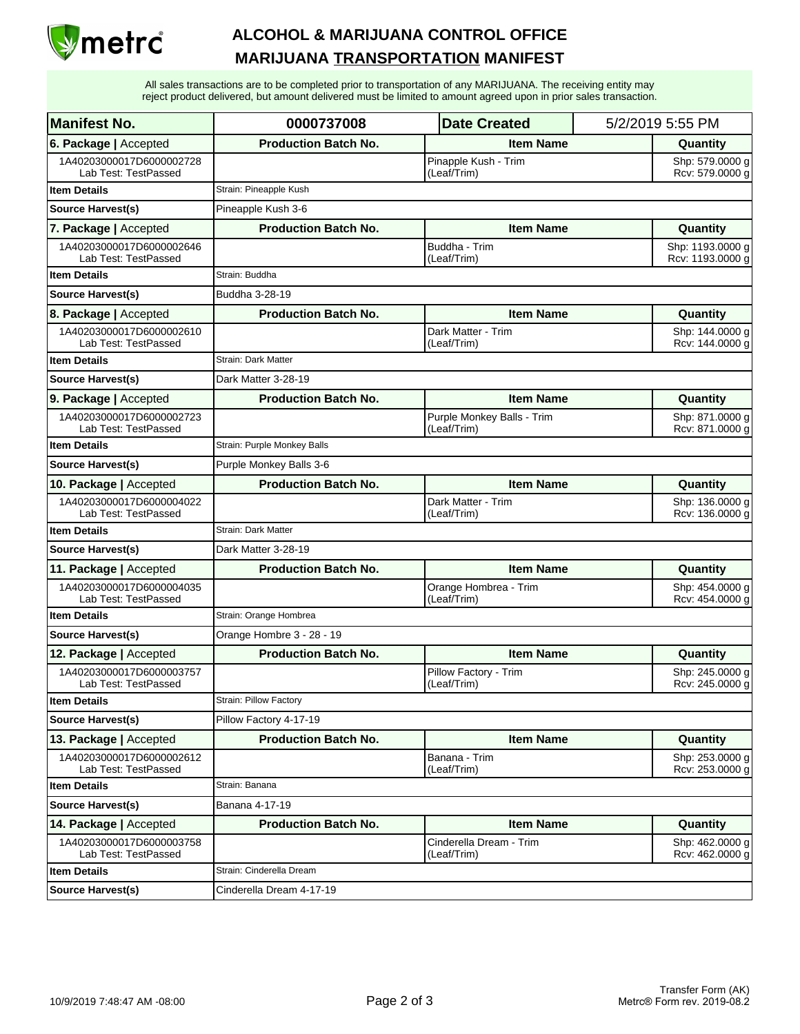# ALCOHOL & MARIJUANA CONTROL OFFICE

## MARIJUANA TRANSPORTATION MANIFEST

All sales transactions are to be completed prior to transportation of any MARIJUANA. The receiving entity may reject product delivered, but amount delivered must be limited to amount agreed upon in prior sales transaction.

| Manifest No. | 0000737008 | Date Created | 5/2/2019 5:55 PM |
|---|---|---|---|

| 6. Package \| Accepted | Production Batch No. | Item Name | Quantity |
|---|---|---|---|
| 1A40203000017D6000002728 Lab Test: TestPassed | | Pinapple Kush - Trim (Leaf/Trim) | Shp: 579.0000 g Rcv: 579.0000 g |
| Item Details | Strain: Pineapple Kush | | |
| Source Harvest(s) | Pineapple Kush 3-6 | | |
| **7. Package \| Accepted** | **Production Batch No.** | **Item Name** | **Quantity** |
| 1A40203000017D6000002646 Lab Test: TestPassed | | Buddha - Trim (Leaf/Trim) | Shp: 1193.0000 g Rcv: 1193.0000 g |
| Item Details | Strain: Buddha | | |
| Source Harvest(s) | Buddha 3-28-19 | | |
| **8. Package \| Accepted** | **Production Batch No.** | **Item Name** | **Quantity** |
| 1A40203000017D6000002610 Lab Test: TestPassed | | Dark Matter - Trim (Leaf/Trim) | Shp: 144.0000 g Rcv: 144.0000 g |
| Item Details | Strain: Dark Matter | | |
| Source Harvest(s) | Dark Matter 3-28-19 | | |
| **9. Package \| Accepted** | **Production Batch No.** | **Item Name** | **Quantity** |
| 1A40203000017D6000002723 Lab Test: TestPassed | | Purple Monkey Balls - Trim (Leaf/Trim) | Shp: 871.0000 g Rcv: 871.0000 g |
| Item Details | Strain: Purple Monkey Balls | | |
| Source Harvest(s) | Purple Monkey Balls 3-6 | | |
| **10. Package \| Accepted** | **Production Batch No.** | **Item Name** | **Quantity** |
| 1A40203000017D6000004022 Lab Test: TestPassed | | Dark Matter - Trim (Leaf/Trim) | Shp: 136.0000 g Rcv: 136.0000 g |
| Item Details | Strain: Dark Matter | | |
| Source Harvest(s) | Dark Matter 3-28-19 | | |
| **11. Package \| Accepted** | **Production Batch No.** | **Item Name** | **Quantity** |
| 1A40203000017D6000004035 Lab Test: TestPassed | | Orange Hombrea - Trim (Leaf/Trim) | Shp: 454.0000 g Rcv: 454.0000 g |
| Item Details | Strain: Orange Hombrea | | |
| Source Harvest(s) | Orange Hombre 3 - 28 - 19 | | |
| **12. Package \| Accepted** | **Production Batch No.** | **Item Name** | **Quantity** |
| 1A40203000017D6000003757 Lab Test: TestPassed | | Pillow Factory - Trim (Leaf/Trim) | Shp: 245.0000 g Rcv: 245.0000 g |
| Item Details | Strain: Pillow Factory | | |
| Source Harvest(s) | Pillow Factory 4-17-19 | | |
| **13. Package \| Accepted** | **Production Batch No.** | **Item Name** | **Quantity** |
| 1A40203000017D6000002612 Lab Test: TestPassed | | Banana - Trim (Leaf/Trim) | Shp: 253.0000 g Rcv: 253.0000 g |
| Item Details | Strain: Banana | | |
| Source Harvest(s) | Banana 4-17-19 | | |
| **14. Package \| Accepted** | **Production Batch No.** | **Item Name** | **Quantity** |
| 1A40203000017D6000003758 Lab Test: TestPassed | | Cinderella Dream - Trim (Leaf/Trim) | Shp: 462.0000 g Rcv: 462.0000 g |
| Item Details | Strain: Cinderella Dream | | |
| Source Harvest(s) | Cinderella Dream 4-17-19 | | |

10/9/2019 7:48:47 AM -08:00

Transfer Form (AK)
Metrc® Form rev. 2019-08.2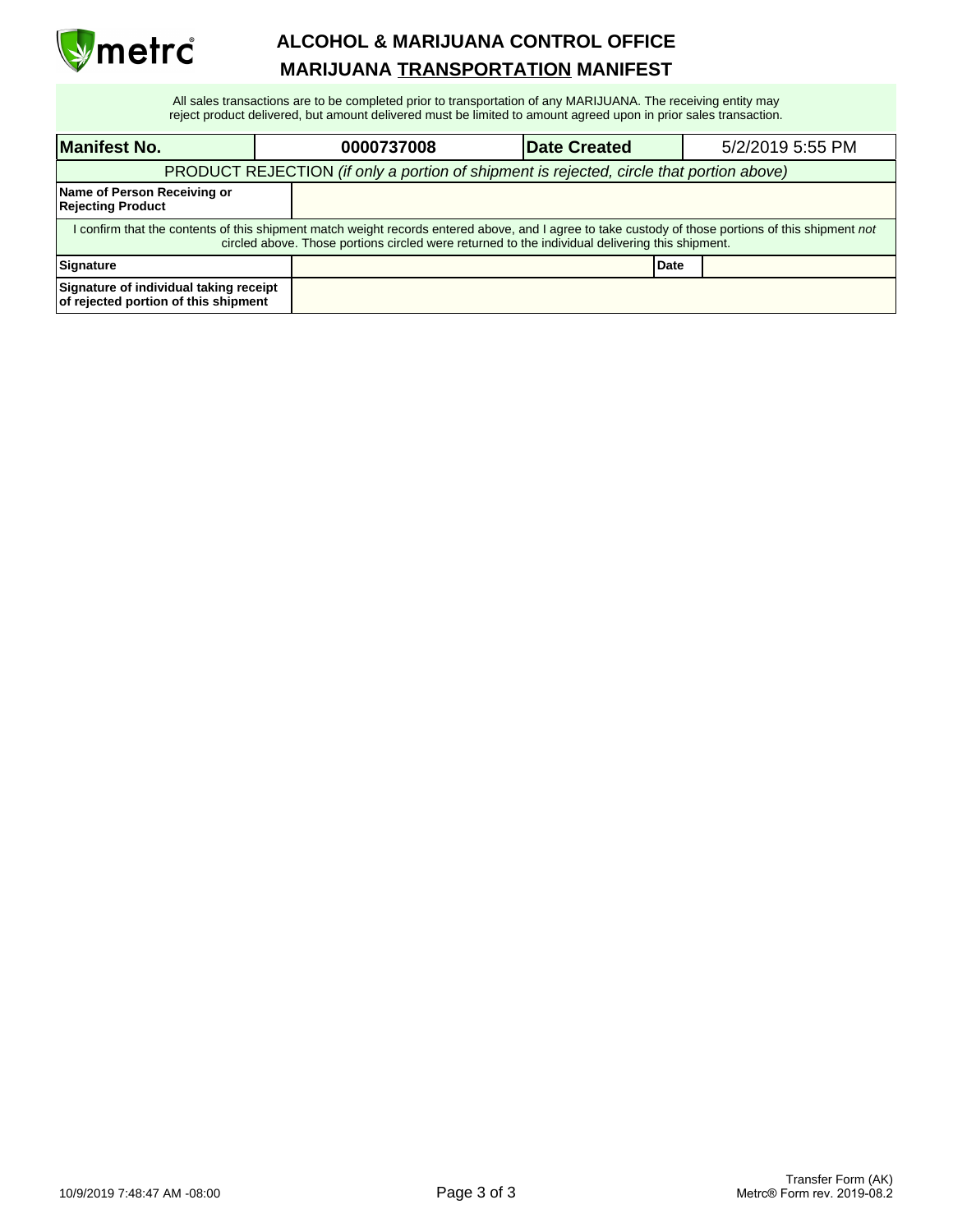# ALCOHOL & MARIJUANA CONTROL OFFICE
## MARIJUANA TRANSPORTATION MANIFEST

All sales transactions are to be completed prior to transportation of any MARIJUANA. The receiving entity may reject product delivered, but amount delivered must be limited to amount agreed upon in prior sales transaction.

| **Manifest No.** | **0000737008** | **Date Created** | 5/2/2019 5:55 PM |
|---|---|---|---|

PRODUCT REJECTION *(if only a portion of shipment is rejected, circle that portion above)*

| | | | |
|---|---|---|---|
| **Name of Person Receiving or Rejecting Product** | | | |
| **Signature** | | **Date** | |
| **Signature of individual taking receipt of rejected portion of this shipment** | | | |

I confirm that the contents of this shipment match weight records entered above, and I agree to take custody of those portions of this shipment *not* circled above. Those portions circled were returned to the individual delivering this shipment.

10/9/2019 7:48:47 AM -08:00

Transfer Form (AK)
Metrc® Form rev. 2019-08.2